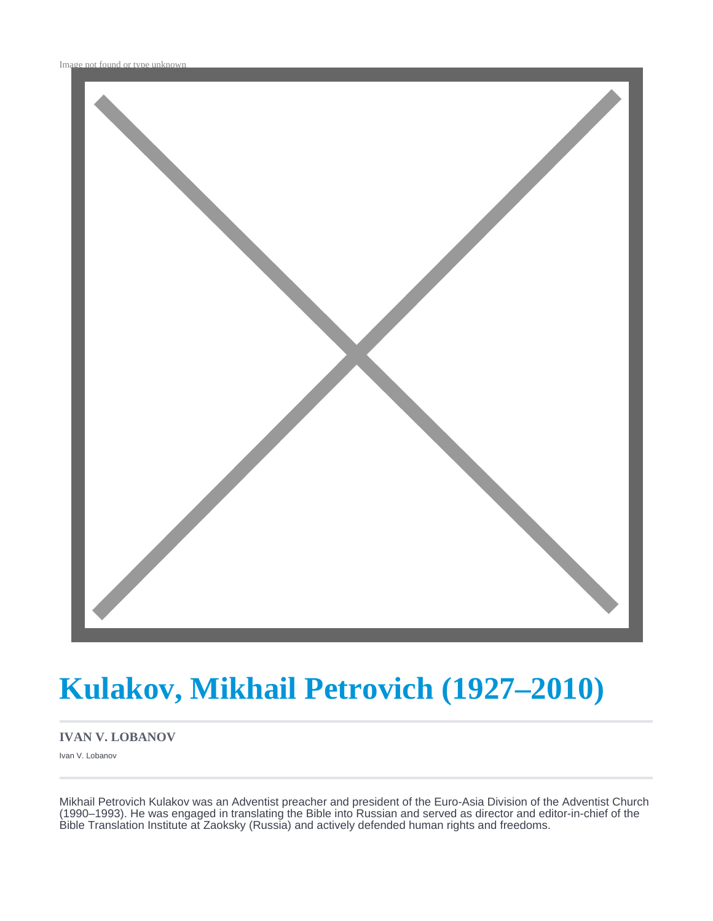# Kulakov, Mikhail Petrovich (1927–2010)

**IVAN V. LOBANOV**

Ivan V. Lobanov

Mikhail Petrovich Kulakov was an Adventist preacher and president of the Euro-Asia Division of the Adventist Church (1990–1993). He was engaged in translating the Bible into Russian and served as director and editor-in-chief of the Bible Translation Institute at Zaoksky (Russia) and actively defended human rights and freedoms.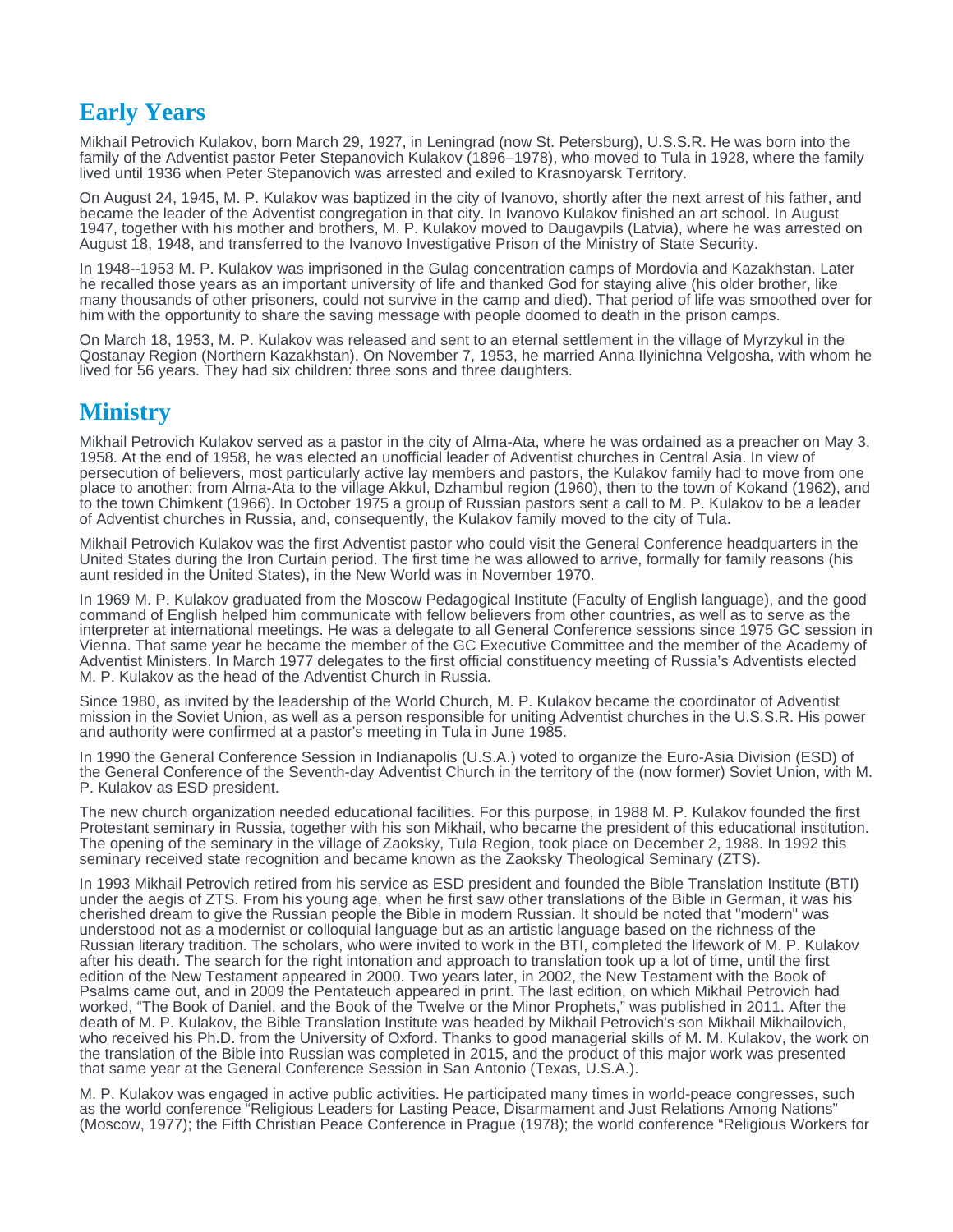## Early Years

Mikhail Petrovich Kulakov, born March 29, 1927, in Leningrad (now St. Petersburg), U.S.S.R. He was born into the family of the Adventist pastor Peter Stepanovich Kulakov (1896–1978), who moved to Tula in 1928, where the family lived until 1936 when Peter Stepanovich was arrested and exiled to Krasnoyarsk Territory.

On August 24, 1945, M. P. Kulakov was baptized in the city of Ivanovo, shortly after the next arrest of his father, and became the leader of the Adventist congregation in that city. In Ivanovo Kulakov finished an art school. In August 1947, together with his mother and brothers, M. P. Kulakov moved to Daugavpils (Latvia), where he was arrested on August 18, 1948, and transferred to the Ivanovo Investigative Prison of the Ministry of State Security.

In 1948--1953 M. P. Kulakov was imprisoned in the Gulag concentration camps of Mordovia and Kazakhstan. Later he recalled those years as an important university of life and thanked God for staying alive (his older brother, like many thousands of other prisoners, could not survive in the camp and died). That period of life was smoothed over for him with the opportunity to share the saving message with people doomed to death in the prison camps.

On March 18, 1953, M. P. Kulakov was released and sent to an eternal settlement in the village of Myrzykul in the Qostanay Region (Northern Kazakhstan). On November 7, 1953, he married Anna Ilyinichna Velgosha, with whom he lived for 56 years. They had six children: three sons and three daughters.

## Ministry

Mikhail Petrovich Kulakov served as a pastor in the city of Alma-Ata, where he was ordained as a preacher on May 3, 1958. At the end of 1958, he was elected an unofficial leader of Adventist churches in Central Asia. In view of persecution of believers, most particularly active lay members and pastors, the Kulakov family had to move from one place to another: from Alma-Ata to the village Akkul, Dzhambul region (1960), then to the town of Kokand (1962), and to the town Chimkent (1966). In October 1975 a group of Russian pastors sent a call to M. P. Kulakov to be a leader of Adventist churches in Russia, and, consequently, the Kulakov family moved to the city of Tula.

Mikhail Petrovich Kulakov was the first Adventist pastor who could visit the General Conference headquarters in the United States during the Iron Curtain period. The first time he was allowed to arrive, formally for family reasons (his aunt resided in the United States), in the New World was in November 1970.

In 1969 M. P. Kulakov graduated from the Moscow Pedagogical Institute (Faculty of English language), and the good command of English helped him communicate with fellow believers from other countries, as well as to serve as the interpreter at international meetings. He was a delegate to all General Conference sessions since 1975 GC session in Vienna. That same year he became the member of the GC Executive Committee and the member of the Academy of Adventist Ministers. In March 1977 delegates to the first official constituency meeting of Russia's Adventists elected M. P. Kulakov as the head of the Adventist Church in Russia.

Since 1980, as invited by the leadership of the World Church, M. P. Kulakov became the coordinator of Adventist mission in the Soviet Union, as well as a person responsible for uniting Adventist churches in the U.S.S.R. His power and authority were confirmed at a pastor's meeting in Tula in June 1985.

In 1990 the General Conference Session in Indianapolis (U.S.A.) voted to organize the Euro-Asia Division (ESD) of the General Conference of the Seventh-day Adventist Church in the territory of the (now former) Soviet Union, with M. P. Kulakov as ESD president.

The new church organization needed educational facilities. For this purpose, in 1988 M. P. Kulakov founded the first Protestant seminary in Russia, together with his son Mikhail, who became the president of this educational institution. The opening of the seminary in the village of Zaoksky, Tula Region, took place on December 2, 1988. In 1992 this seminary received state recognition and became known as the Zaoksky Theological Seminary (ZTS).

In 1993 Mikhail Petrovich retired from his service as ESD president and founded the Bible Translation Institute (BTI) under the aegis of ZTS. From his young age, when he first saw other translations of the Bible in German, it was his cherished dream to give the Russian people the Bible in modern Russian. It should be noted that "modern" was understood not as a modernist or colloquial language but as an artistic language based on the richness of the Russian literary tradition. The scholars, who were invited to work in the BTI, completed the lifework of M. P. Kulakov after his death. The search for the right intonation and approach to translation took up a lot of time, until the first edition of the New Testament appeared in 2000. Two years later, in 2002, the New Testament with the Book of Psalms came out, and in 2009 the Pentateuch appeared in print. The last edition, on which Mikhail Petrovich had worked, "The Book of Daniel, and the Book of the Twelve or the Minor Prophets," was published in 2011. After the death of M. P. Kulakov, the Bible Translation Institute was headed by Mikhail Petrovich's son Mikhail Mikhailovich, who received his Ph.D. from the University of Oxford. Thanks to good managerial skills of M. M. Kulakov, the work on the translation of the Bible into Russian was completed in 2015, and the product of this major work was presented that same year at the General Conference Session in San Antonio (Texas, U.S.A.).

M. P. Kulakov was engaged in active public activities. He participated many times in world-peace congresses, such as the world conference "Religious Leaders for Lasting Peace, Disarmament and Just Relations Among Nations" (Moscow, 1977); the Fifth Christian Peace Conference in Prague (1978); the world conference "Religious Workers for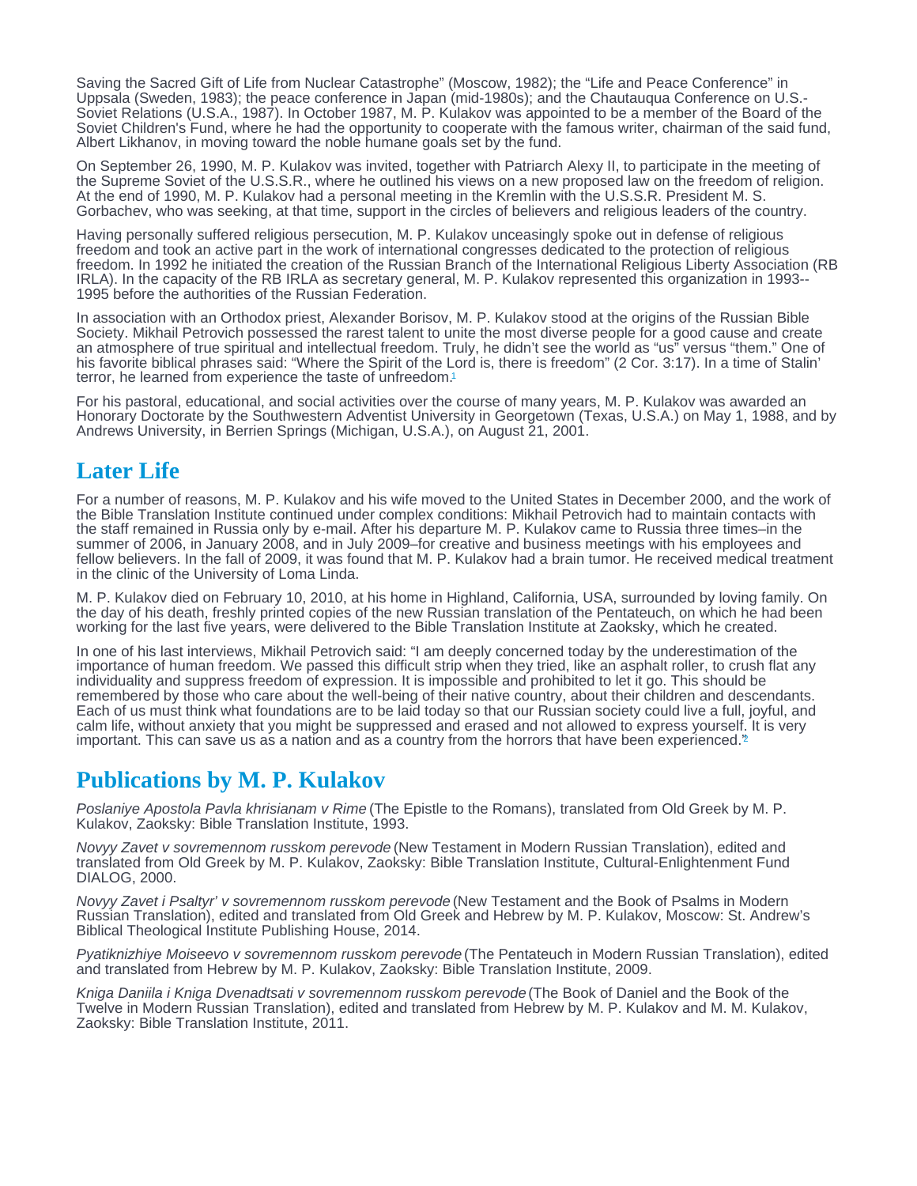Saving the Sacred Gift of Life from Nuclear Catastrophe" (Moscow, 1982); the "Life and Peace Conference" in Uppsala (Sweden, 1983); the peace conference in Japan (mid-1980s); and the Chautauqua Conference on U.S.-Soviet Relations (U.S.A., 1987). In October 1987, M. P. Kulakov was appointed to be a member of the Board of the Soviet Children's Fund, where he had the opportunity to cooperate with the famous writer, chairman of the said fund, Albert Likhanov, in moving toward the noble humane goals set by the fund.

On September 26, 1990, M. P. Kulakov was invited, together with Patriarch Alexy II, to participate in the meeting of the Supreme Soviet of the U.S.S.R., where he outlined his views on a new proposed law on the freedom of religion. At the end of 1990, M. P. Kulakov had a personal meeting in the Kremlin with the U.S.S.R. President M. S. Gorbachev, who was seeking, at that time, support in the circles of believers and religious leaders of the country.

Having personally suffered religious persecution, M. P. Kulakov unceasingly spoke out in defense of religious freedom and took an active part in the work of international congresses dedicated to the protection of religious freedom. In 1992 he initiated the creation of the Russian Branch of the International Religious Liberty Association (RB IRLA). In the capacity of the RB IRLA as secretary general, M. P. Kulakov represented this organization in 1993--1995 before the authorities of the Russian Federation.

In association with an Orthodox priest, Alexander Borisov, M. P. Kulakov stood at the origins of the Russian Bible Society. Mikhail Petrovich possessed the rarest talent to unite the most diverse people for a good cause and create an atmosphere of true spiritual and intellectual freedom. Truly, he didn't see the world as "us" versus "them." One of his favorite biblical phrases said: "Where the Spirit of the Lord is, there is freedom" (2 Cor. 3:17). In a time of Stalin' terror, he learned from experience the taste of unfreedom.[1]

For his pastoral, educational, and social activities over the course of many years, M. P. Kulakov was awarded an Honorary Doctorate by the Southwestern Adventist University in Georgetown (Texas, U.S.A.) on May 1, 1988, and by Andrews University, in Berrien Springs (Michigan, U.S.A.), on August 21, 2001.

## Later Life

For a number of reasons, M. P. Kulakov and his wife moved to the United States in December 2000, and the work of the Bible Translation Institute continued under complex conditions: Mikhail Petrovich had to maintain contacts with the staff remained in Russia only by e-mail. After his departure M. P. Kulakov came to Russia three times–in the summer of 2006, in January 2008, and in July 2009–for creative and business meetings with his employees and fellow believers. In the fall of 2009, it was found that M. P. Kulakov had a brain tumor. He received medical treatment in the clinic of the University of Loma Linda.

M. P. Kulakov died on February 10, 2010, at his home in Highland, California, USA, surrounded by loving family. On the day of his death, freshly printed copies of the new Russian translation of the Pentateuch, on which he had been working for the last five years, were delivered to the Bible Translation Institute at Zaoksky, which he created.

In one of his last interviews, Mikhail Petrovich said: "I am deeply concerned today by the underestimation of the importance of human freedom. We passed this difficult strip when they tried, like an asphalt roller, to crush flat any individuality and suppress freedom of expression. It is impossible and prohibited to let it go. This should be remembered by those who care about the well-being of their native country, about their children and descendants. Each of us must think what foundations are to be laid today so that our Russian society could live a full, joyful, and calm life, without anxiety that you might be suppressed and erased and not allowed to express yourself. It is very important. This can save us as a nation and as a country from the horrors that have been experienced."[2]

## Publications by M. P. Kulakov

*Poslaniye Apostola Pavla khrisianam v Rime* (The Epistle to the Romans), translated from Old Greek by M. P. Kulakov, Zaoksky: Bible Translation Institute, 1993.

*Novyy Zavet v sovremennom russkom perevode* (New Testament in Modern Russian Translation), edited and translated from Old Greek by M. P. Kulakov, Zaoksky: Bible Translation Institute, Cultural-Enlightenment Fund DIALOG, 2000.

*Novyy Zavet i Psaltyr' v sovremennom russkom perevode* (New Testament and the Book of Psalms in Modern Russian Translation), edited and translated from Old Greek and Hebrew by M. P. Kulakov, Moscow: St. Andrew's Biblical Theological Institute Publishing House, 2014.

*Pyatiknizhiye Moiseevo v sovremennom russkom perevode* (The Pentateuch in Modern Russian Translation), edited and translated from Hebrew by M. P. Kulakov, Zaoksky: Bible Translation Institute, 2009.

*Kniga Daniila i Kniga Dvenadtsati v sovremennom russkom perevode* (The Book of Daniel and the Book of the Twelve in Modern Russian Translation), edited and translated from Hebrew by M. P. Kulakov and M. M. Kulakov, Zaoksky: Bible Translation Institute, 2011.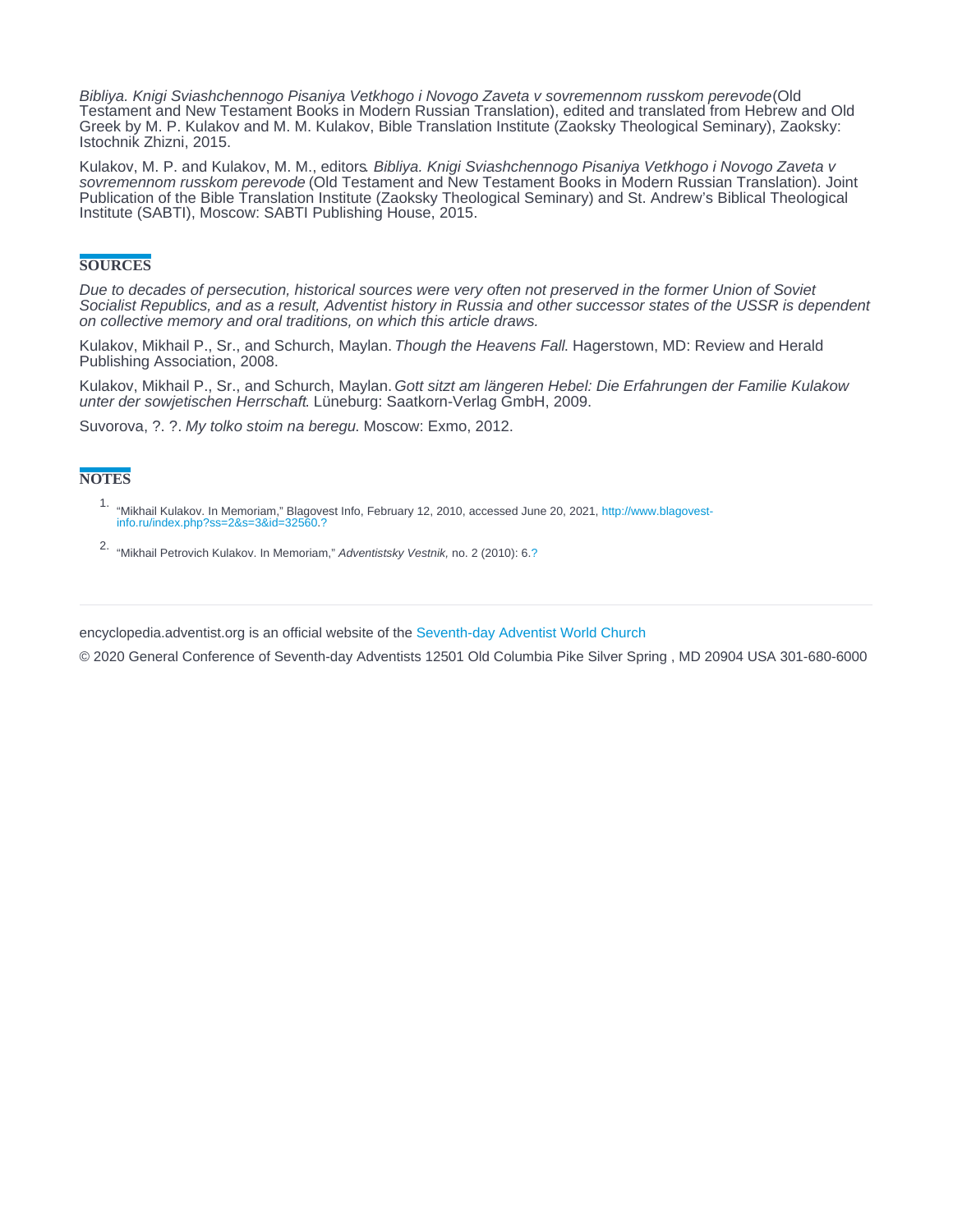*Bibliya. Knigi Sviashchennogo Pisaniya Vetkhogo i Novogo Zaveta v sovremennom russkom perevode* (Old Testament and New Testament Books in Modern Russian Translation), edited and translated from Hebrew and Old Greek by M. P. Kulakov and M. M. Kulakov, Bible Translation Institute (Zaoksky Theological Seminary), Zaoksky: Istochnik Zhizni, 2015.

Kulakov, M. P. and Kulakov, M. M., editors. *Bibliya. Knigi Sviashchennogo Pisaniya Vetkhogo i Novogo Zaveta v sovremennom russkom perevode* (Old Testament and New Testament Books in Modern Russian Translation). Joint Publication of the Bible Translation Institute (Zaoksky Theological Seminary) and St. Andrew's Biblical Theological Institute (SABTI), Moscow: SABTI Publishing House, 2015.

## SOURCES

*Due to decades of persecution, historical sources were very often not preserved in the former Union of Soviet Socialist Republics, and as a result, Adventist history in Russia and other successor states of the USSR is dependent on collective memory and oral traditions, on which this article draws.*

Kulakov, Mikhail P., Sr., and Schurch, Maylan. *Though the Heavens Fall*. Hagerstown, MD: Review and Herald Publishing Association, 2008.

Kulakov, Mikhail P., Sr., and Schurch, Maylan. *Gott sitzt am längeren Hebel: Die Erfahrungen der Familie Kulakow unter der sowjetischen Herrschaft*. Lüneburg: Saatkorn-Verlag GmbH, 2009.

Suvorova, ?. ?. *My tolko stoim na beregu*. Moscow: Exmo, 2012.

## NOTES

1. "Mikhail Kulakov. In Memoriam," Blagovest Info, February 12, 2010, accessed June 20, 2021, http://www.blagovest-info.ru/index.php?ss=2&s=3&id=32560.?

2. "Mikhail Petrovich Kulakov. In Memoriam," *Adventistsky Vestnik*, no. 2 (2010): 6.?

encyclopedia.adventist.org is an official website of the Seventh-day Adventist World Church

© 2020 General Conference of Seventh-day Adventists 12501 Old Columbia Pike Silver Spring , MD 20904 USA 301-680-6000